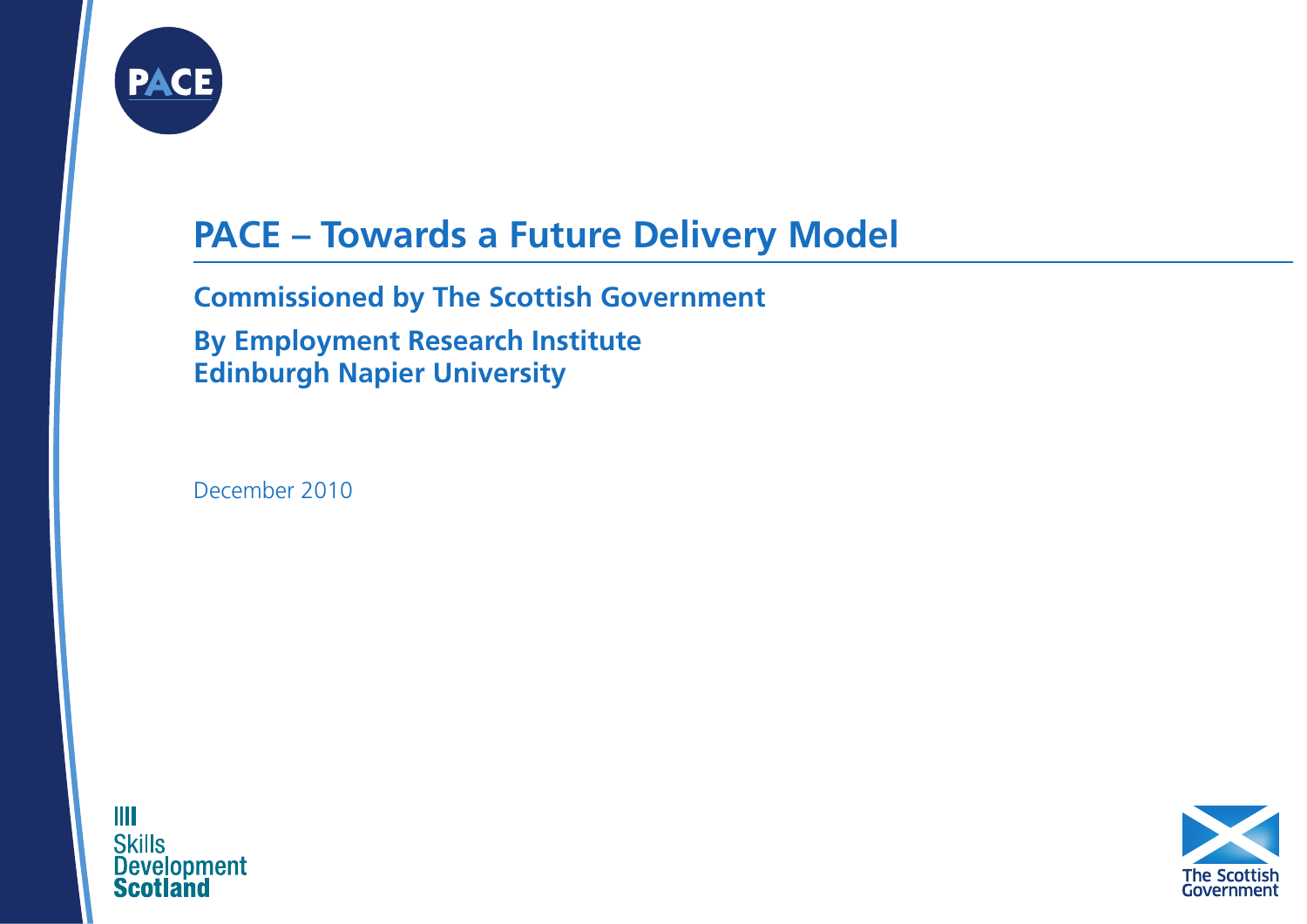PACE

# PACE – Towards a Future Delivery Model

**Commissioned by The Scottish Government**

**By Employment Research Institute**
**Edinburgh Napier University**

December 2010

Skills Development Scotland

The Scottish Government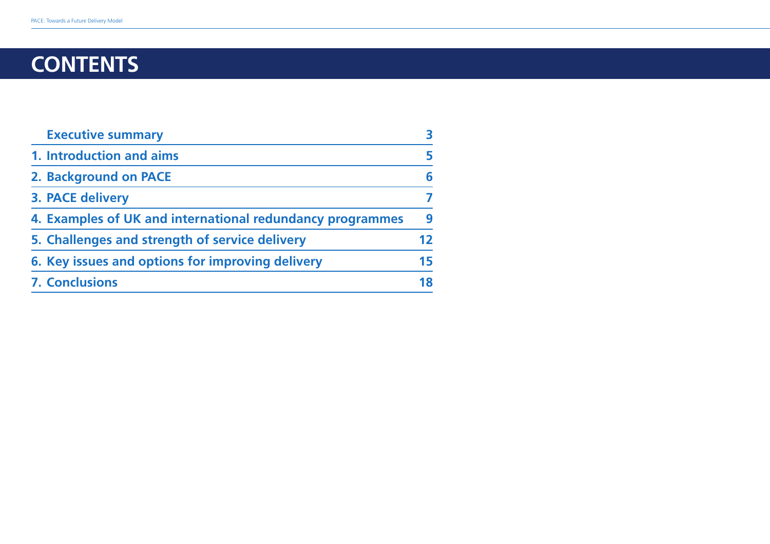# CONTENTS

| | |
|---|---|
| Executive summary | 3 |
| 1. Introduction and aims | 5 |
| 2. Background on PACE | 6 |
| 3. PACE delivery | 7 |
| 4. Examples of UK and international redundancy programmes | 9 |
| 5. Challenges and strength of service delivery | 12 |
| 6. Key issues and options for improving delivery | 15 |
| 7. Conclusions | 18 |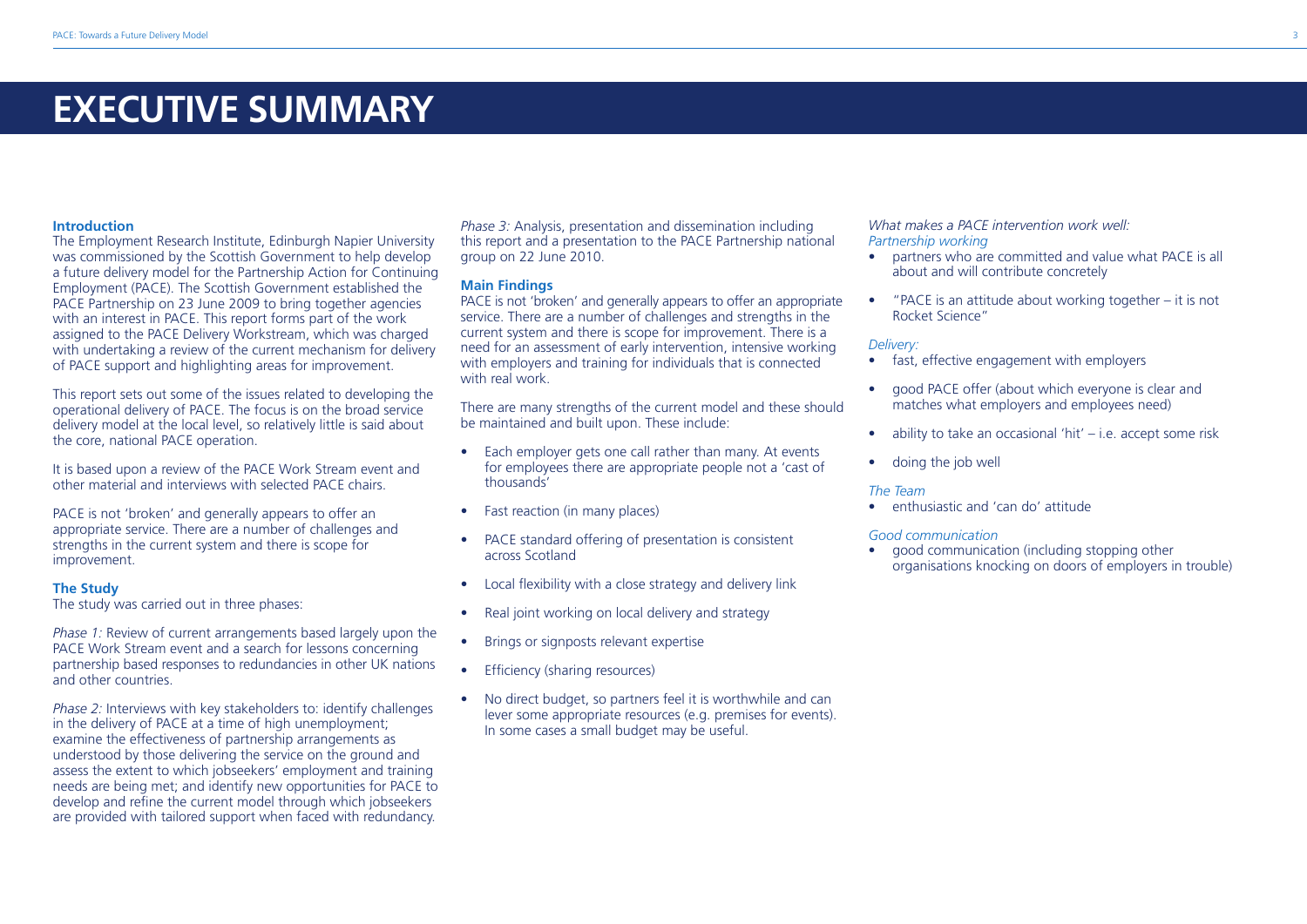# EXECUTIVE SUMMARY

### Introduction

The Employment Research Institute, Edinburgh Napier University was commissioned by the Scottish Government to help develop a future delivery model for the Partnership Action for Continuing Employment (PACE). The Scottish Government established the PACE Partnership on 23 June 2009 to bring together agencies with an interest in PACE. This report forms part of the work assigned to the PACE Delivery Workstream, which was charged with undertaking a review of the current mechanism for delivery of PACE support and highlighting areas for improvement.

This report sets out some of the issues related to developing the operational delivery of PACE. The focus is on the broad service delivery model at the local level, so relatively little is said about the core, national PACE operation.

It is based upon a review of the PACE Work Stream event and other material and interviews with selected PACE chairs.

PACE is not 'broken' and generally appears to offer an appropriate service. There are a number of challenges and strengths in the current system and there is scope for improvement.

### The Study

The study was carried out in three phases:

*Phase 1:* Review of current arrangements based largely upon the PACE Work Stream event and a search for lessons concerning partnership based responses to redundancies in other UK nations and other countries.

*Phase 2:* Interviews with key stakeholders to: identify challenges in the delivery of PACE at a time of high unemployment; examine the effectiveness of partnership arrangements as understood by those delivering the service on the ground and assess the extent to which jobseekers' employment and training needs are being met; and identify new opportunities for PACE to develop and refine the current model through which jobseekers are provided with tailored support when faced with redundancy.

*Phase 3:* Analysis, presentation and dissemination including this report and a presentation to the PACE Partnership national group on 22 June 2010.

### Main Findings

PACE is not 'broken' and generally appears to offer an appropriate service. There are a number of challenges and strengths in the current system and there is scope for improvement. There is a need for an assessment of early intervention, intensive working with employers and training for individuals that is connected with real work.

There are many strengths of the current model and these should be maintained and built upon. These include:

- Each employer gets one call rather than many. At events for employees there are appropriate people not a 'cast of thousands'
- Fast reaction (in many places)
- PACE standard offering of presentation is consistent across Scotland
- Local flexibility with a close strategy and delivery link
- Real joint working on local delivery and strategy
- Brings or signposts relevant expertise
- Efficiency (sharing resources)
- No direct budget, so partners feel it is worthwhile and can lever some appropriate resources (e.g. premises for events). In some cases a small budget may be useful.

*What makes a PACE intervention work well:*

*Partnership working*

- partners who are committed and value what PACE is all about and will contribute concretely
- "PACE is an attitude about working together – it is not Rocket Science"

*Delivery:*

- fast, effective engagement with employers
- good PACE offer (about which everyone is clear and matches what employers and employees need)
- ability to take an occasional 'hit' – i.e. accept some risk
- doing the job well

*The Team*

- enthusiastic and 'can do' attitude

*Good communication*

- good communication (including stopping other organisations knocking on doors of employers in trouble)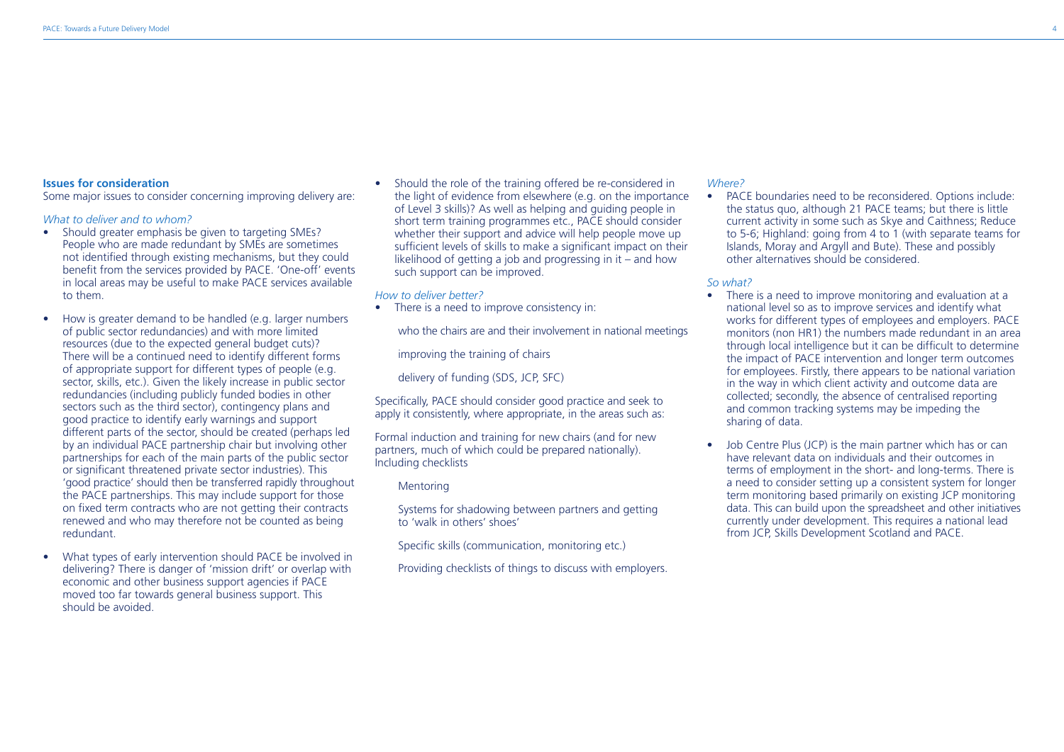**Issues for consideration**

Some major issues to consider concerning improving delivery are:

*What to deliver and to whom?*

- Should greater emphasis be given to targeting SMEs? People who are made redundant by SMEs are sometimes not identified through existing mechanisms, but they could benefit from the services provided by PACE. 'One-off' events in local areas may be useful to make PACE services available to them.

- How is greater demand to be handled (e.g. larger numbers of public sector redundancies) and with more limited resources (due to the expected general budget cuts)? There will be a continued need to identify different forms of appropriate support for different types of people (e.g. sector, skills, etc.). Given the likely increase in public sector redundancies (including publicly funded bodies in other sectors such as the third sector), contingency plans and good practice to identify early warnings and support different parts of the sector, should be created (perhaps led by an individual PACE partnership chair but involving other partnerships for each of the main parts of the public sector or significant threatened private sector industries). This 'good practice' should then be transferred rapidly throughout the PACE partnerships. This may include support for those on fixed term contracts who are not getting their contracts renewed and who may therefore not be counted as being redundant.

- What types of early intervention should PACE be involved in delivering? There is danger of 'mission drift' or overlap with economic and other business support agencies if PACE moved too far towards general business support. This should be avoided.

- Should the role of the training offered be re-considered in the light of evidence from elsewhere (e.g. on the importance of Level 3 skills)? As well as helping and guiding people in short term training programmes etc., PACE should consider whether their support and advice will help people move up sufficient levels of skills to make a significant impact on their likelihood of getting a job and progressing in it – and how such support can be improved.

*How to deliver better?*

- There is a need to improve consistency in:

  who the chairs are and their involvement in national meetings

  improving the training of chairs

  delivery of funding (SDS, JCP, SFC)

Specifically, PACE should consider good practice and seek to apply it consistently, where appropriate, in the areas such as:

Formal induction and training for new chairs (and for new partners, much of which could be prepared nationally). Including checklists

  Mentoring

  Systems for shadowing between partners and getting to 'walk in others' shoes'

  Specific skills (communication, monitoring etc.)

  Providing checklists of things to discuss with employers.

*Where?*

- PACE boundaries need to be reconsidered. Options include: the status quo, although 21 PACE teams; but there is little current activity in some such as Skye and Caithness; Reduce to 5-6; Highland: going from 4 to 1 (with separate teams for Islands, Moray and Argyll and Bute). These and possibly other alternatives should be considered.

*So what?*

- There is a need to improve monitoring and evaluation at a national level so as to improve services and identify what works for different types of employees and employers. PACE monitors (non HR1) the numbers made redundant in an area through local intelligence but it can be difficult to determine the impact of PACE intervention and longer term outcomes for employees. Firstly, there appears to be national variation in the way in which client activity and outcome data are collected; secondly, the absence of centralised reporting and common tracking systems may be impeding the sharing of data.

- Job Centre Plus (JCP) is the main partner which has or can have relevant data on individuals and their outcomes in terms of employment in the short- and long-terms. There is a need to consider setting up a consistent system for longer term monitoring based primarily on existing JCP monitoring data. This can build upon the spreadsheet and other initiatives currently under development. This requires a national lead from JCP, Skills Development Scotland and PACE.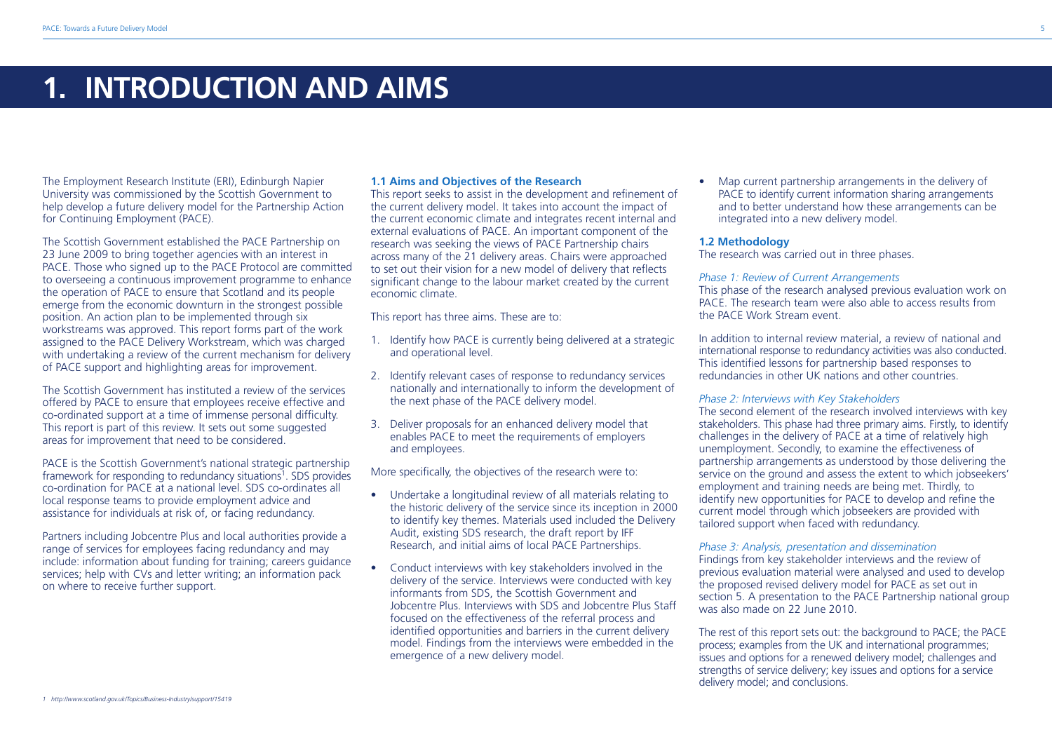# 1. INTRODUCTION AND AIMS

The Employment Research Institute (ERI), Edinburgh Napier University was commissioned by the Scottish Government to help develop a future delivery model for the Partnership Action for Continuing Employment (PACE).

The Scottish Government established the PACE Partnership on 23 June 2009 to bring together agencies with an interest in PACE. Those who signed up to the PACE Protocol are committed to overseeing a continuous improvement programme to enhance the operation of PACE to ensure that Scotland and its people emerge from the economic downturn in the strongest possible position. An action plan to be implemented through six workstreams was approved. This report forms part of the work assigned to the PACE Delivery Workstream, which was charged with undertaking a review of the current mechanism for delivery of PACE support and highlighting areas for improvement.

The Scottish Government has instituted a review of the services offered by PACE to ensure that employees receive effective and co-ordinated support at a time of immense personal difficulty. This report is part of this review. It sets out some suggested areas for improvement that need to be considered.

PACE is the Scottish Government's national strategic partnership framework for responding to redundancy situations[1]. SDS provides co-ordination for PACE at a national level. SDS co-ordinates all local response teams to provide employment advice and assistance for individuals at risk of, or facing redundancy.

Partners including Jobcentre Plus and local authorities provide a range of services for employees facing redundancy and may include: information about funding for training; careers guidance services; help with CVs and letter writing; an information pack on where to receive further support.

### 1.1 Aims and Objectives of the Research

This report seeks to assist in the development and refinement of the current delivery model. It takes into account the impact of the current economic climate and integrates recent internal and external evaluations of PACE. An important component of the research was seeking the views of PACE Partnership chairs across many of the 21 delivery areas. Chairs were approached to set out their vision for a new model of delivery that reflects significant change to the labour market created by the current economic climate.

This report has three aims. These are to:

1. Identify how PACE is currently being delivered at a strategic and operational level.
2. Identify relevant cases of response to redundancy services nationally and internationally to inform the development of the next phase of the PACE delivery model.
3. Deliver proposals for an enhanced delivery model that enables PACE to meet the requirements of employers and employees.

More specifically, the objectives of the research were to:

- Undertake a longitudinal review of all materials relating to the historic delivery of the service since its inception in 2000 to identify key themes. Materials used included the Delivery Audit, existing SDS research, the draft report by IFF Research, and initial aims of local PACE Partnerships.
- Conduct interviews with key stakeholders involved in the delivery of the service. Interviews were conducted with key informants from SDS, the Scottish Government and Jobcentre Plus. Interviews with SDS and Jobcentre Plus Staff focused on the effectiveness of the referral process and identified opportunities and barriers in the current delivery model. Findings from the interviews were embedded in the emergence of a new delivery model.
- Map current partnership arrangements in the delivery of PACE to identify current information sharing arrangements and to better understand how these arrangements can be integrated into a new delivery model.

### 1.2 Methodology

The research was carried out in three phases.

*Phase 1: Review of Current Arrangements*

This phase of the research analysed previous evaluation work on PACE. The research team were also able to access results from the PACE Work Stream event.

In addition to internal review material, a review of national and international response to redundancy activities was also conducted. This identified lessons for partnership based responses to redundancies in other UK nations and other countries.

*Phase 2: Interviews with Key Stakeholders*

The second element of the research involved interviews with key stakeholders. This phase had three primary aims. Firstly, to identify challenges in the delivery of PACE at a time of relatively high unemployment. Secondly, to examine the effectiveness of partnership arrangements as understood by those delivering the service on the ground and assess the extent to which jobseekers' employment and training needs are being met. Thirdly, to identify new opportunities for PACE to develop and refine the current model through which jobseekers are provided with tailored support when faced with redundancy.

*Phase 3: Analysis, presentation and dissemination*

Findings from key stakeholder interviews and the review of previous evaluation material were analysed and used to develop the proposed revised delivery model for PACE as set out in section 5. A presentation to the PACE Partnership national group was also made on 22 June 2010.

The rest of this report sets out: the background to PACE; the PACE process; examples from the UK and international programmes; issues and options for a renewed delivery model; challenges and strengths of service delivery; key issues and options for a service delivery model; and conclusions.

[1] http://www.scotland.gov.uk/Topics/Business-Industry/support/15419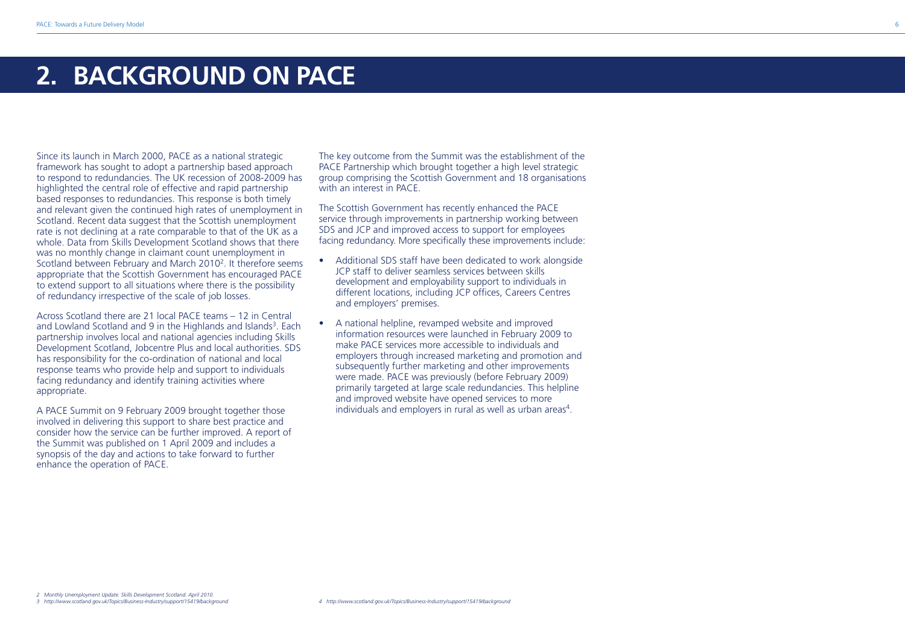# 2. BACKGROUND ON PACE

Since its launch in March 2000, PACE as a national strategic framework has sought to adopt a partnership based approach to respond to redundancies. The UK recession of 2008-2009 has highlighted the central role of effective and rapid partnership based responses to redundancies. This response is both timely and relevant given the continued high rates of unemployment in Scotland. Recent data suggest that the Scottish unemployment rate is not declining at a rate comparable to that of the UK as a whole. Data from Skills Development Scotland shows that there was no monthly change in claimant count unemployment in Scotland between February and March 2010[2]. It therefore seems appropriate that the Scottish Government has encouraged PACE to extend support to all situations where there is the possibility of redundancy irrespective of the scale of job losses.

Across Scotland there are 21 local PACE teams – 12 in Central and Lowland Scotland and 9 in the Highlands and Islands[3]. Each partnership involves local and national agencies including Skills Development Scotland, Jobcentre Plus and local authorities. SDS has responsibility for the co-ordination of national and local response teams who provide help and support to individuals facing redundancy and identify training activities where appropriate.

A PACE Summit on 9 February 2009 brought together those involved in delivering this support to share best practice and consider how the service can be further improved. A report of the Summit was published on 1 April 2009 and includes a synopsis of the day and actions to take forward to further enhance the operation of PACE.

The key outcome from the Summit was the establishment of the PACE Partnership which brought together a high level strategic group comprising the Scottish Government and 18 organisations with an interest in PACE.

The Scottish Government has recently enhanced the PACE service through improvements in partnership working between SDS and JCP and improved access to support for employees facing redundancy. More specifically these improvements include:

- Additional SDS staff have been dedicated to work alongside JCP staff to deliver seamless services between skills development and employability support to individuals in different locations, including JCP offices, Careers Centres and employers' premises.
- A national helpline, revamped website and improved information resources were launched in February 2009 to make PACE services more accessible to individuals and employers through increased marketing and promotion and subsequently further marketing and other improvements were made. PACE was previously (before February 2009) primarily targeted at large scale redundancies. This helpline and improved website have opened services to more individuals and employers in rural as well as urban areas[4].

*2 Monthly Unemployment Update. Skills Development Scotland. April 2010.*

*3 http://www.scotland.gov.uk/Topics/Business-Industry/support/15419/background*

*4 http://www.scotland.gov.uk/Topics/Business-Industry/support/15419/background*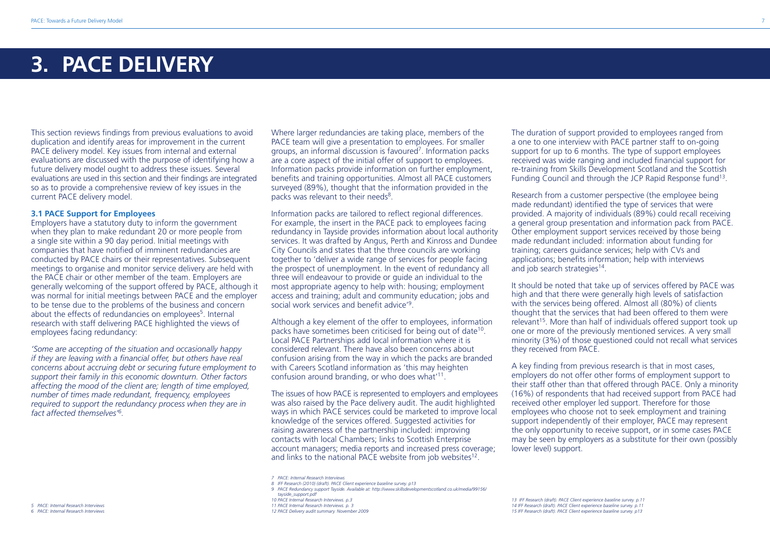# 3. PACE DELIVERY

This section reviews findings from previous evaluations to avoid duplication and identify areas for improvement in the current PACE delivery model. Key issues from internal and external evaluations are discussed with the purpose of identifying how a future delivery model ought to address these issues. Several evaluations are used in this section and their findings are integrated so as to provide a comprehensive review of key issues in the current PACE delivery model.

### 3.1 PACE Support for Employees

Employers have a statutory duty to inform the government when they plan to make redundant 20 or more people from a single site within a 90 day period. Initial meetings with companies that have notified of imminent redundancies are conducted by PACE chairs or their representatives. Subsequent meetings to organise and monitor service delivery are held with the PACE chair or other member of the team. Employers are generally welcoming of the support offered by PACE, although it was normal for initial meetings between PACE and the employer to be tense due to the problems of the business and concern about the effects of redundancies on employees[5]. Internal research with staff delivering PACE highlighted the views of employees facing redundancy:

*'Some are accepting of the situation and occasionally happy if they are leaving with a financial offer, but others have real concerns about accruing debt or securing future employment to support their family in this economic downturn. Other factors affecting the mood of the client are; length of time employed, number of times made redundant, frequency, employees required to support the redundancy process when they are in fact affected themselves'[6].*

Where larger redundancies are taking place, members of the PACE team will give a presentation to employees. For smaller groups, an informal discussion is favoured[7]. Information packs are a core aspect of the initial offer of support to employees. Information packs provide information on further employment, benefits and training opportunities. Almost all PACE customers surveyed (89%), thought that the information provided in the packs was relevant to their needs[8].

Information packs are tailored to reflect regional differences. For example, the insert in the PACE pack to employees facing redundancy in Tayside provides information about local authority services. It was drafted by Angus, Perth and Kinross and Dundee City Councils and states that the three councils are working together to 'deliver a wide range of services for people facing the prospect of unemployment. In the event of redundancy all three will endeavour to provide or guide an individual to the most appropriate agency to help with: housing; employment access and training; adult and community education; jobs and social work services and benefit advice'[9].

Although a key element of the offer to employees, information packs have sometimes been criticised for being out of date[10]. Local PACE Partnerships add local information where it is considered relevant. There have also been concerns about confusion arising from the way in which the packs are branded with Careers Scotland information as 'this may heighten confusion around branding, or who does what'[11].

The issues of how PACE is represented to employers and employees was also raised by the Pace delivery audit. The audit highlighted ways in which PACE services could be marketed to improve local knowledge of the services offered. Suggested activities for raising awareness of the partnership included: improving contacts with local Chambers; links to Scottish Enterprise account managers; media reports and increased press coverage; and links to the national PACE website from job websites[12].

The duration of support provided to employees ranged from a one to one interview with PACE partner staff to on-going support for up to 6 months. The type of support employees received was wide ranging and included financial support for re-training from Skills Development Scotland and the Scottish Funding Council and through the JCP Rapid Response fund[13].

Research from a customer perspective (the employee being made redundant) identified the type of services that were provided. A majority of individuals (89%) could recall receiving a general group presentation and information pack from PACE. Other employment support services received by those being made redundant included: information about funding for training; careers guidance services; help with CVs and applications; benefits information; help with interviews and job search strategies[14].

It should be noted that take up of services offered by PACE was high and that there were generally high levels of satisfaction with the services being offered. Almost all (80%) of clients thought that the services that had been offered to them were relevant[15]. More than half of individuals offered support took up one or more of the previously mentioned services. A very small minority (3%) of those questioned could not recall what services they received from PACE.

A key finding from previous research is that in most cases, employers do not offer other forms of employment support to their staff other than that offered through PACE. Only a minority (16%) of respondents that had received support from PACE had received other employer led support. Therefore for those employees who choose not to seek employment and training support independently of their employer, PACE may represent the only opportunity to receive support, or in some cases PACE may be seen by employers as a substitute for their own (possibly lower level) support.

---

5 PACE: Internal Research Interviews
6 PACE: Internal Research Interviews
7 PACE: Internal Research Interviews
8 IFF Research (2010) (draft). PACE Client experience baseline survey. p13
9 PACE Redundancy support Tayside. Available at: http://www.skillsdevelopmentscotland.co.uk/media/99156/tayside_support.pdf
10 PACE Internal Research Interviews. p.3
11 PACE Internal Research Interviews. p. 3
12 PACE Delivery audit summary. November 2009
13 IFF Research (draft). PACE Client experience baseline survey. p.11
14 IFF Research (draft). PACE Client experience baseline survey. p.11
15 IFF Research (draft). PACE Client experience baseline survey. p13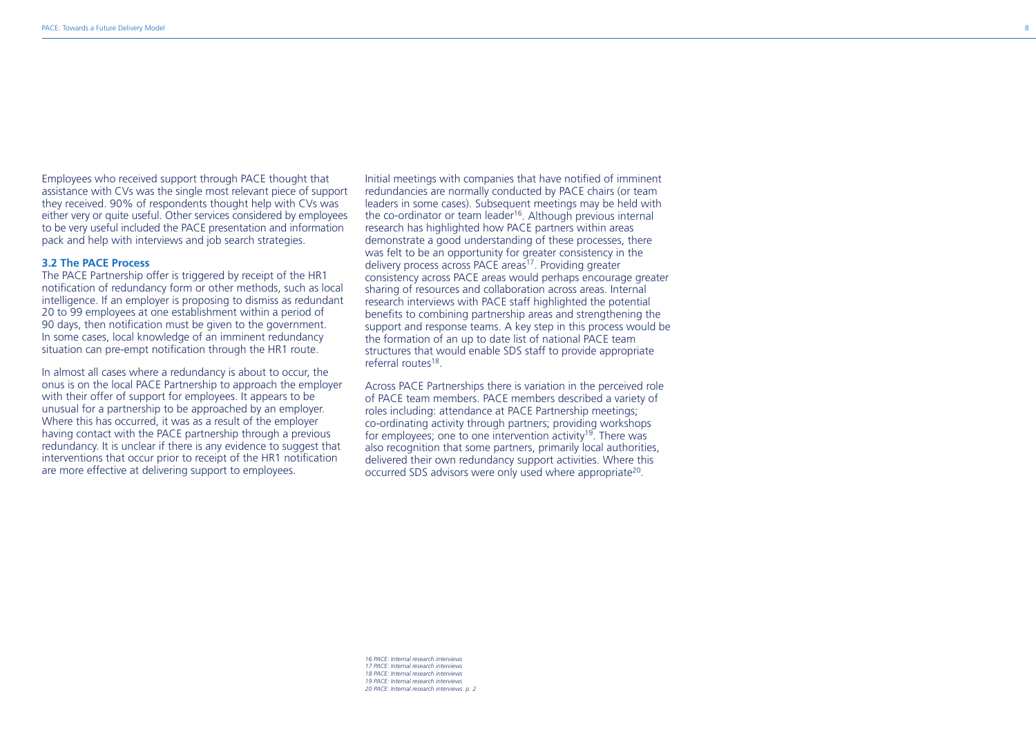Employees who received support through PACE thought that assistance with CVs was the single most relevant piece of support they received. 90% of respondents thought help with CVs was either very or quite useful. Other services considered by employees to be very useful included the PACE presentation and information pack and help with interviews and job search strategies.

### 3.2 The PACE Process

The PACE Partnership offer is triggered by receipt of the HR1 notification of redundancy form or other methods, such as local intelligence. If an employer is proposing to dismiss as redundant 20 to 99 employees at one establishment within a period of 90 days, then notification must be given to the government. In some cases, local knowledge of an imminent redundancy situation can pre-empt notification through the HR1 route.

In almost all cases where a redundancy is about to occur, the onus is on the local PACE Partnership to approach the employer with their offer of support for employees. It appears to be unusual for a partnership to be approached by an employer. Where this has occurred, it was as a result of the employer having contact with the PACE partnership through a previous redundancy. It is unclear if there is any evidence to suggest that interventions that occur prior to receipt of the HR1 notification are more effective at delivering support to employees.

Initial meetings with companies that have notified of imminent redundancies are normally conducted by PACE chairs (or team leaders in some cases). Subsequent meetings may be held with the co-ordinator or team leader[16]. Although previous internal research has highlighted how PACE partners within areas demonstrate a good understanding of these processes, there was felt to be an opportunity for greater consistency in the delivery process across PACE areas[17]. Providing greater consistency across PACE areas would perhaps encourage greater sharing of resources and collaboration across areas. Internal research interviews with PACE staff highlighted the potential benefits to combining partnership areas and strengthening the support and response teams. A key step in this process would be the formation of an up to date list of national PACE team structures that would enable SDS staff to provide appropriate referral routes[18].

Across PACE Partnerships there is variation in the perceived role of PACE team members. PACE members described a variety of roles including: attendance at PACE Partnership meetings; co-ordinating activity through partners; providing workshops for employees; one to one intervention activity[19]. There was also recognition that some partners, primarily local authorities, delivered their own redundancy support activities. Where this occurred SDS advisors were only used where appropriate[20].

*16 PACE: Internal research interviews*
*17 PACE: Internal research interviews*
*18 PACE: Internal research interviews*
*19 PACE: Internal research interviews*
*20 PACE: Internal research interviews. p. 2*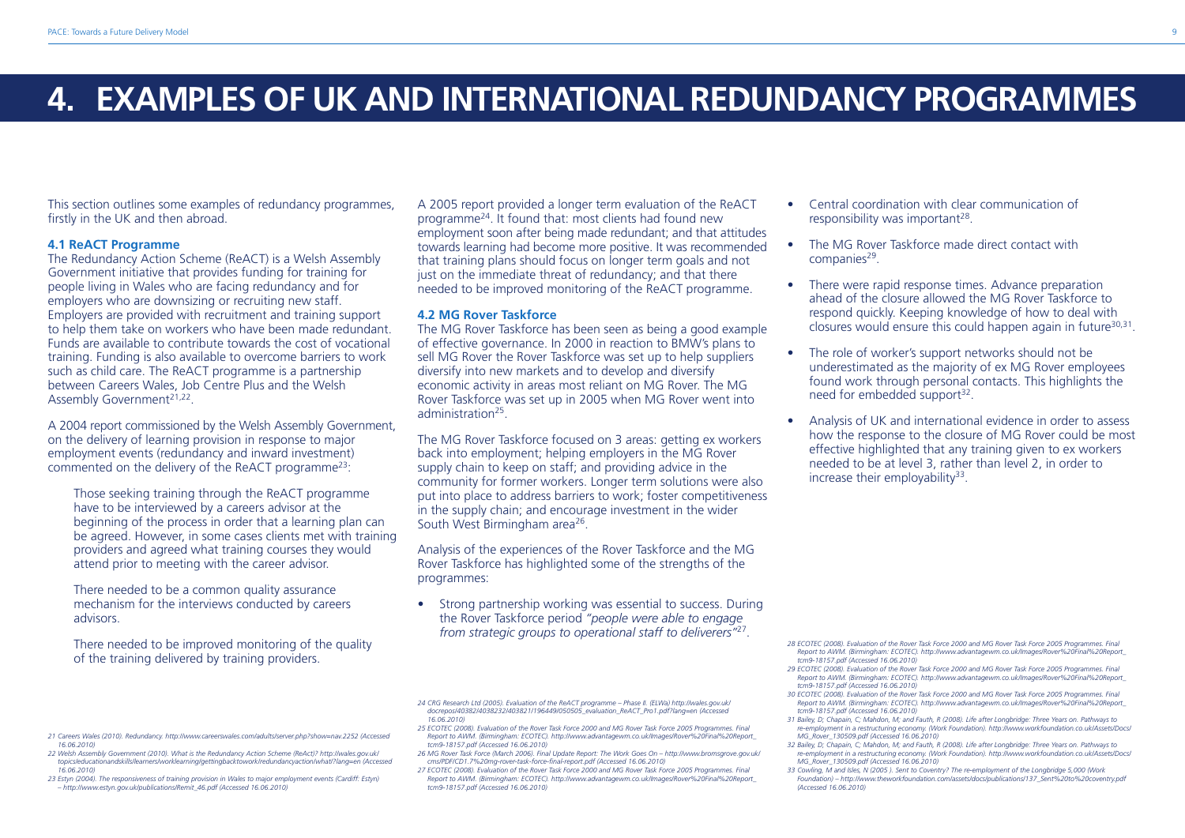# 4. EXAMPLES OF UK AND INTERNATIONAL REDUNDANCY PROGRAMMES

This section outlines some examples of redundancy programmes, firstly in the UK and then abroad.

### 4.1 ReACT Programme

The Redundancy Action Scheme (ReACT) is a Welsh Assembly Government initiative that provides funding for training for people living in Wales who are facing redundancy and for employers who are downsizing or recruiting new staff. Employers are provided with recruitment and training support to help them take on workers who have been made redundant. Funds are available to contribute towards the cost of vocational training. Funding is also available to overcome barriers to work such as child care. The ReACT programme is a partnership between Careers Wales, Job Centre Plus and the Welsh Assembly Government[21,22].

A 2004 report commissioned by the Welsh Assembly Government, on the delivery of learning provision in response to major employment events (redundancy and inward investment) commented on the delivery of the ReACT programme[23]:

> Those seeking training through the ReACT programme have to be interviewed by a careers advisor at the beginning of the process in order that a learning plan can be agreed. However, in some cases clients met with training providers and agreed what training courses they would attend prior to meeting with the career advisor.
>
> There needed to be a common quality assurance mechanism for the interviews conducted by careers advisors.
>
> There needed to be improved monitoring of the quality of the training delivered by training providers.

A 2005 report provided a longer term evaluation of the ReACT programme[24]. It found that: most clients had found new employment soon after being made redundant; and that attitudes towards learning had become more positive. It was recommended that training plans should focus on longer term goals and not just on the immediate threat of redundancy; and that there needed to be improved monitoring of the ReACT programme.

### 4.2 MG Rover Taskforce

The MG Rover Taskforce has been seen as being a good example of effective governance. In 2000 in reaction to BMW's plans to sell MG Rover the Rover Taskforce was set up to help suppliers diversify into new markets and to develop and diversify economic activity in areas most reliant on MG Rover. The MG Rover Taskforce was set up in 2005 when MG Rover went into administration[25].

The MG Rover Taskforce focused on 3 areas: getting ex workers back into employment; helping employers in the MG Rover supply chain to keep on staff; and providing advice in the community for former workers. Longer term solutions were also put into place to address barriers to work; foster competitiveness in the supply chain; and encourage investment in the wider South West Birmingham area[26].

Analysis of the experiences of the Rover Taskforce and the MG Rover Taskforce has highlighted some of the strengths of the programmes:

- Strong partnership working was essential to success. During the Rover Taskforce period *"people were able to engage from strategic groups to operational staff to deliverers"*[27].
- Central coordination with clear communication of responsibility was important[28].
- The MG Rover Taskforce made direct contact with companies[29].
- There were rapid response times. Advance preparation ahead of the closure allowed the MG Rover Taskforce to respond quickly. Keeping knowledge of how to deal with closures would ensure this could happen again in future[30,31].
- The role of worker's support networks should not be underestimated as the majority of ex MG Rover employees found work through personal contacts. This highlights the need for embedded support[32].
- Analysis of UK and international evidence in order to assess how the response to the closure of MG Rover could be most effective highlighted that any training given to ex workers needed to be at level 3, rather than level 2, in order to increase their employability[33].

---

21 Careers Wales (2010). Redundancy. http://www.careerswales.com/adults/server.php?show=nav.2252 (Accessed 16.06.2010)

22 Welsh Assembly Government (2010). What is the Redundancy Action Scheme (ReAct)? http://wales.gov.uk/topics/educationandskills/learners/worklearning/gettingbacktowork/redundancyaction/what/?lang=en (Accessed 16.06.2010)

23 Estyn (2004). The responsiveness of training provision in Wales to major employment events (Cardiff: Estyn) – http://www.estyn.gov.uk/publications/Remit_46.pdf (Accessed 16.06.2010)

24 CRG Research Ltd (2005). Evaluation of the ReACT programme – Phase II. (ELWa) http://wales.gov.uk/docrepos/40382/4038232/403821/196449/050505_evaluation_ReACT_Pro1.pdf?lang=en (Accessed 16.06.2010)

25 ECOTEC (2008). Evaluation of the Rover Task Force 2000 and MG Rover Task Force 2005 Programmes. Final Report to AWM. (Birmingham: ECOTEC). http://www.advantagewm.co.uk/Images/Rover%20Final%20Report_tcm9-18157.pdf (Accessed 16.06.2010)

26 MG Rover Task Force (March 2006). Final Update Report: The Work Goes On – http://www.bromsgrove.gov.uk/cms/PDF/CD1.7%20mg-rover-task-force-final-report.pdf (Accessed 16.06.2010)

27 ECOTEC (2008). Evaluation of the Rover Task Force 2000 and MG Rover Task Force 2005 Programmes. Final Report to AWM. (Birmingham: ECOTEC). http://www.advantagewm.co.uk/Images/Rover%20Final%20Report_tcm9-18157.pdf (Accessed 16.06.2010)

28 ECOTEC (2008). Evaluation of the Rover Task Force 2000 and MG Rover Task Force 2005 Programmes. Final Report to AWM. (Birmingham: ECOTEC). http://www.advantagewm.co.uk/Images/Rover%20Final%20Report_tcm9-18157.pdf (Accessed 16.06.2010)

29 ECOTEC (2008). Evaluation of the Rover Task Force 2000 and MG Rover Task Force 2005 Programmes. Final Report to AWM. (Birmingham: ECOTEC). http://www.advantagewm.co.uk/Images/Rover%20Final%20Report_tcm9-18157.pdf (Accessed 16.06.2010)

30 ECOTEC (2008). Evaluation of the Rover Task Force 2000 and MG Rover Task Force 2005 Programmes. Final Report to AWM. (Birmingham: ECOTEC). http://www.advantagewm.co.uk/Images/Rover%20Final%20Report_tcm9-18157.pdf (Accessed 16.06.2010)

31 Bailey, D; Chapain, C; Mahdon, M; and Fauth, R (2008). Life after Longbridge: Three Years on. Pathways to re-employment in a restructuring economy. (Work Foundation). http://www.workfoundation.co.uk/Assets/Docs/MG_Rover_130509.pdf (Accessed 16.06.2010)

32 Bailey, D; Chapain, C; Mahdon, M; and Fauth, R (2008). Life after Longbridge: Three Years on. Pathways to re-employment in a restructuring economy. (Work Foundation). http://www.workfoundation.co.uk/Assets/Docs/MG_Rover_130509.pdf (Accessed 16.06.2010)

33 Cowling, M and Isles, N (2005 ). Sent to Coventry? The re-employment of the Longbridge 5,000 (Work Foundation) – http://www.theworkfoundation.com/assets/docs/publications/137_Sent%20to%20coventry.pdf (Accessed 16.06.2010)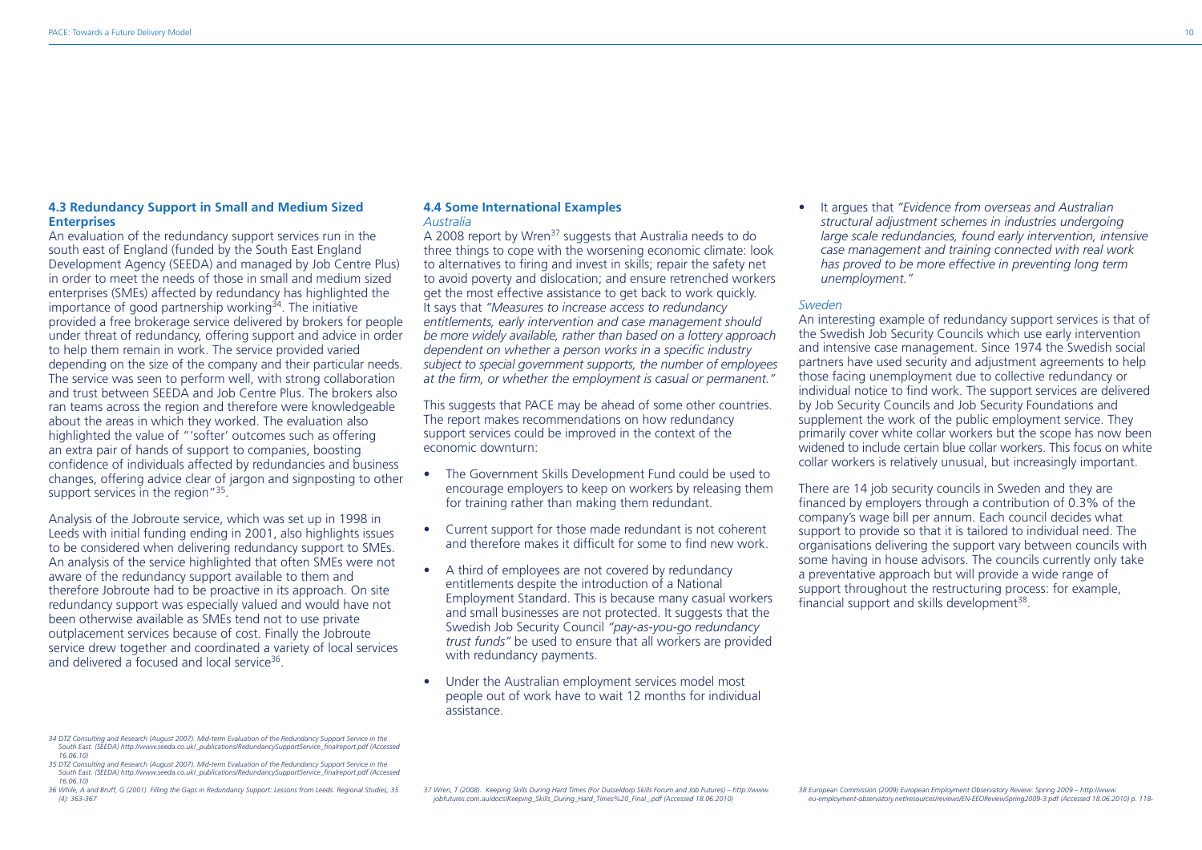### 4.3 Redundancy Support in Small and Medium Sized Enterprises

An evaluation of the redundancy support services run in the south east of England (funded by the South East England Development Agency (SEEDA) and managed by Job Centre Plus) in order to meet the needs of those in small and medium sized enterprises (SMEs) affected by redundancy has highlighted the importance of good partnership working[34]. The initiative provided a free brokerage service delivered by brokers for people under threat of redundancy, offering support and advice in order to help them remain in work. The service provided varied depending on the size of the company and their particular needs. The service was seen to perform well, with strong collaboration and trust between SEEDA and Job Centre Plus. The brokers also ran teams across the region and therefore were knowledgeable about the areas in which they worked. The evaluation also highlighted the value of "'softer' outcomes such as offering an extra pair of hands of support to companies, boosting confidence of individuals affected by redundancies and business changes, offering advice clear of jargon and signposting to other support services in the region"[35].

Analysis of the Jobroute service, which was set up in 1998 in Leeds with initial funding ending in 2001, also highlights issues to be considered when delivering redundancy support to SMEs. An analysis of the service highlighted that often SMEs were not aware of the redundancy support available to them and therefore Jobroute had to be proactive in its approach. On site redundancy support was especially valued and would have not been otherwise available as SMEs tend not to use private outplacement services because of cost. Finally the Jobroute service drew together and coordinated a variety of local services and delivered a focused and local service[36].

### 4.4 Some International Examples

*Australia*

A 2008 report by Wren[37] suggests that Australia needs to do three things to cope with the worsening economic climate: look to alternatives to firing and invest in skills; repair the safety net to avoid poverty and dislocation; and ensure retrenched workers get the most effective assistance to get back to work quickly. It says that *"Measures to increase access to redundancy entitlements, early intervention and case management should be more widely available, rather than based on a lottery approach dependent on whether a person works in a specific industry subject to special government supports, the number of employees at the firm, or whether the employment is casual or permanent."*

This suggests that PACE may be ahead of some other countries. The report makes recommendations on how redundancy support services could be improved in the context of the economic downturn:

- The Government Skills Development Fund could be used to encourage employers to keep on workers by releasing them for training rather than making them redundant.
- Current support for those made redundant is not coherent and therefore makes it difficult for some to find new work.
- A third of employees are not covered by redundancy entitlements despite the introduction of a National Employment Standard. This is because many casual workers and small businesses are not protected. It suggests that the Swedish Job Security Council *"pay-as-you-go redundancy trust funds"* be used to ensure that all workers are provided with redundancy payments.
- Under the Australian employment services model most people out of work have to wait 12 months for individual assistance.
- It argues that *"Evidence from overseas and Australian structural adjustment schemes in industries undergoing large scale redundancies, found early intervention, intensive case management and training connected with real work has proved to be more effective in preventing long term unemployment."*

*Sweden*

An interesting example of redundancy support services is that of the Swedish Job Security Councils which use early intervention and intensive case management. Since 1974 the Swedish social partners have used security and adjustment agreements to help those facing unemployment due to collective redundancy or individual notice to find work. The support services are delivered by Job Security Councils and Job Security Foundations and supplement the work of the public employment service. They primarily cover white collar workers but the scope has now been widened to include certain blue collar workers. This focus on white collar workers is relatively unusual, but increasingly important.

There are 14 job security councils in Sweden and they are financed by employers through a contribution of 0.3% of the company's wage bill per annum. Each council decides what support to provide so that it is tailored to individual need. The organisations delivering the support vary between councils with some having in house advisors. The councils currently only take a preventative approach but will provide a wide range of support throughout the restructuring process: for example, financial support and skills development[38].

---

*34 DTZ Consulting and Research (August 2007). Mid-term Evaluation of the Redundancy Support Service in the South East. (SEEDA) http://www.seeda.co.uk/_publications/RedundancySupportService_finalreport.pdf (Accessed 16.06.10)*

*35 DTZ Consulting and Research (August 2007). Mid-term Evaluation of the Redundancy Support Service in the South East. (SEEDA) http://www.seeda.co.uk/_publications/RedundancySupportService_finalreport.pdf (Accessed 16.06.10)*

*36 While, A and Bruff, G (2001). Filling the Gaps in Redundancy Support: Lessons from Leeds. Regional Studies, 35 (4): 363-367*

*37 Wren, T (2008). Keeping Skills During Hard Times (For Dusseldorp Skills Forum and Job Futures) – http://www.jobfutures.com.au/docs/Keeping_Skills_During_Hard_Times%20_Final_.pdf (Accessed 18.06.2010)*

*38 European Commission (2009) European Employment Observatory Review: Spring 2009 – http://www.eu-employment-observatory.net/resources/reviews/EN-EEOReviewSpring2009-3.pdf (Accessed 18.06.2010) p. 118-*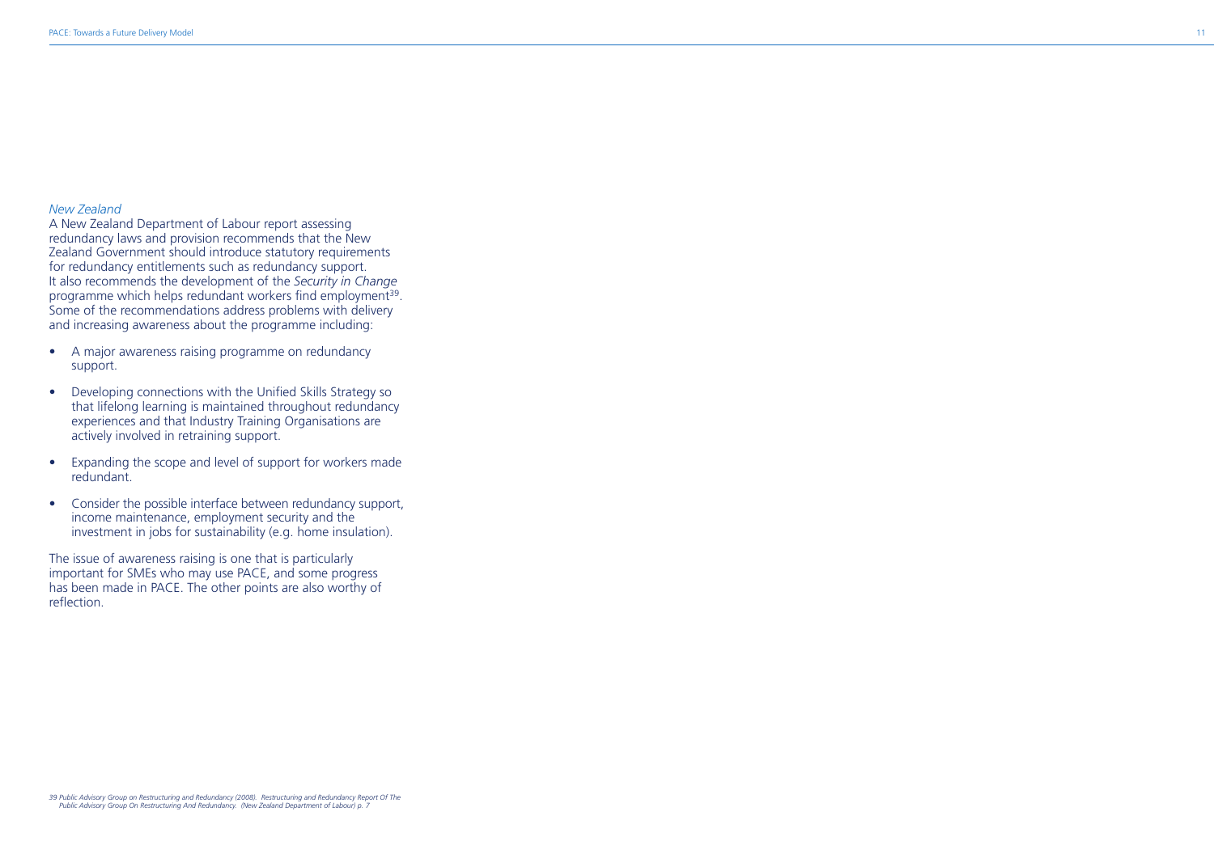*New Zealand*

A New Zealand Department of Labour report assessing redundancy laws and provision recommends that the New Zealand Government should introduce statutory requirements for redundancy entitlements such as redundancy support. It also recommends the development of the *Security in Change* programme which helps redundant workers find employment[39]. Some of the recommendations address problems with delivery and increasing awareness about the programme including:

- A major awareness raising programme on redundancy support.
- Developing connections with the Unified Skills Strategy so that lifelong learning is maintained throughout redundancy experiences and that Industry Training Organisations are actively involved in retraining support.
- Expanding the scope and level of support for workers made redundant.
- Consider the possible interface between redundancy support, income maintenance, employment security and the investment in jobs for sustainability (e.g. home insulation).

The issue of awareness raising is one that is particularly important for SMEs who may use PACE, and some progress has been made in PACE. The other points are also worthy of reflection.

*39 Public Advisory Group on Restructuring and Redundancy (2008). Restructuring and Redundancy Report Of The Public Advisory Group On Restructuring And Redundancy. (New Zealand Department of Labour) p. 7*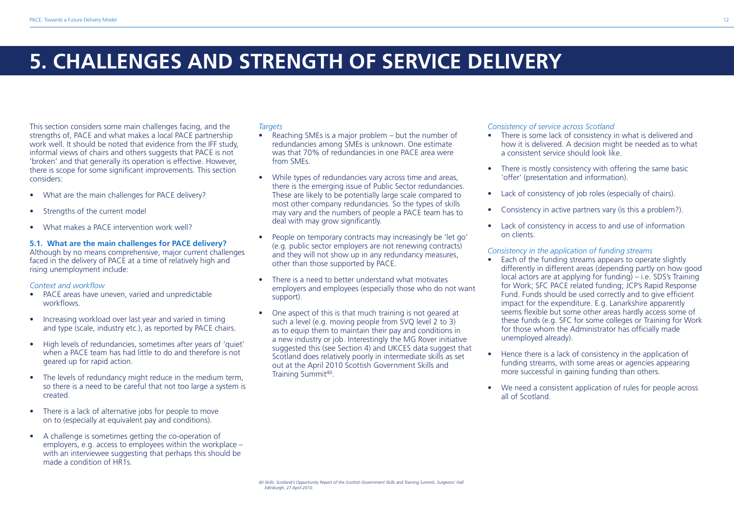# 5. CHALLENGES AND STRENGTH OF SERVICE DELIVERY

This section considers some main challenges facing, and the strengths of, PACE and what makes a local PACE partnership work well. It should be noted that evidence from the IFF study, informal views of chairs and others suggests that PACE is not 'broken' and that generally its operation is effective. However, there is scope for some significant improvements. This section considers:

- What are the main challenges for PACE delivery?
- Strengths of the current model
- What makes a PACE intervention work well?

### 5.1. What are the main challenges for PACE delivery?

Although by no means comprehensive, major current challenges faced in the delivery of PACE at a time of relatively high and rising unemployment include:

*Context and workflow*

- PACE areas have uneven, varied and unpredictable workflows.
- Increasing workload over last year and varied in timing and type (scale, industry etc.), as reported by PACE chairs.
- High levels of redundancies, sometimes after years of 'quiet' when a PACE team has had little to do and therefore is not geared up for rapid action.
- The levels of redundancy might reduce in the medium term, so there is a need to be careful that not too large a system is created.
- There is a lack of alternative jobs for people to move on to (especially at equivalent pay and conditions).
- A challenge is sometimes getting the co-operation of employers, e.g. access to employees within the workplace – with an interviewee suggesting that perhaps this should be made a condition of HR1s.

*Targets*

- Reaching SMEs is a major problem – but the number of redundancies among SMEs is unknown. One estimate was that 70% of redundancies in one PACE area were from SMEs.
- While types of redundancies vary across time and areas, there is the emerging issue of Public Sector redundancies. These are likely to be potentially large scale compared to most other company redundancies. So the types of skills may vary and the numbers of people a PACE team has to deal with may grow significantly.
- People on temporary contracts may increasingly be 'let go' (e.g. public sector employers are not renewing contracts) and they will not show up in any redundancy measures, other than those supported by PACE.
- There is a need to better understand what motivates employers and employees (especially those who do not want support).
- One aspect of this is that much training is not geared at such a level (e.g. moving people from SVQ level 2 to 3) as to equip them to maintain their pay and conditions in a new industry or job. Interestingly the MG Rover initiative suggested this (see Section 4) and UKCES data suggest that Scotland does relatively poorly in intermediate skills as set out at the April 2010 Scottish Government Skills and Training Summit[40].

*Consistency of service across Scotland*

- There is some lack of consistency in what is delivered and how it is delivered. A decision might be needed as to what a consistent service should look like.
- There is mostly consistency with offering the same basic 'offer' (presentation and information).
- Lack of consistency of job roles (especially of chairs).
- Consistency in active partners vary (is this a problem?).
- Lack of consistency in access to and use of information on clients.

*Consistency in the application of funding streams*

- Each of the funding streams appears to operate slightly differently in different areas (depending partly on how good local actors are at applying for funding) – i.e. SDS's Training for Work; SFC PACE related funding; JCP's Rapid Response Fund. Funds should be used correctly and to give efficient impact for the expenditure. E.g. Lanarkshire apparently seems flexible but some other areas hardly access some of these funds (e.g. SFC for some colleges or Training for Work for those whom the Administrator has officially made unemployed already).
- Hence there is a lack of consistency in the application of funding streams, with some areas or agencies appearing more successful in gaining funding than others.
- We need a consistent application of rules for people across all of Scotland.

*40 Skills: Scotland's Opportunity Report of the Scottish Government Skills and Training Summit, Surgeons' Hall Edinburgh, 27 April 2010.*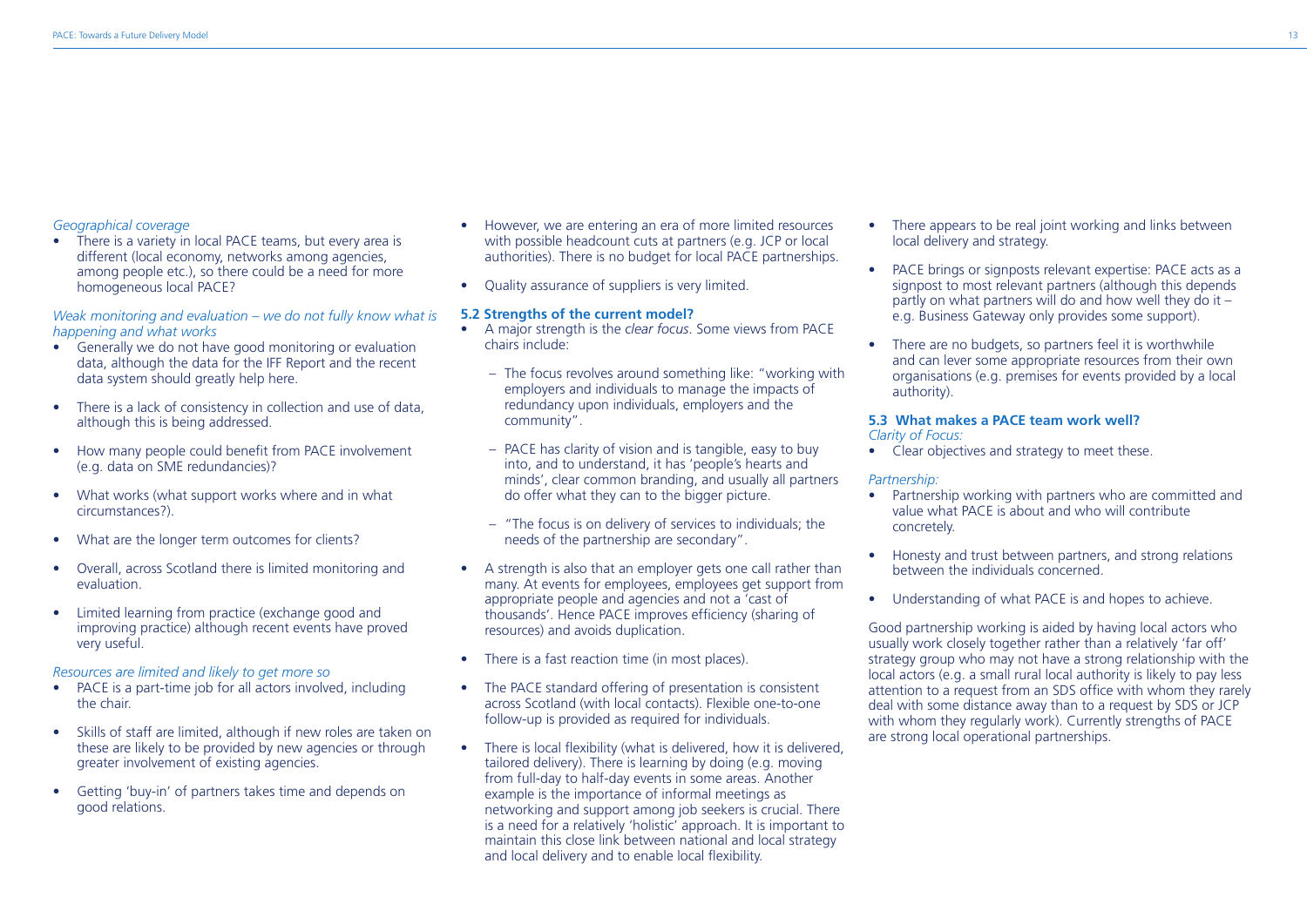*Geographical coverage*

- There is a variety in local PACE teams, but every area is different (local economy, networks among agencies, among people etc.), so there could be a need for more homogeneous local PACE?

*Weak monitoring and evaluation – we do not fully know what is happening and what works*

- Generally we do not have good monitoring or evaluation data, although the data for the IFF Report and the recent data system should greatly help here.
- There is a lack of consistency in collection and use of data, although this is being addressed.
- How many people could benefit from PACE involvement (e.g. data on SME redundancies)?
- What works (what support works where and in what circumstances?).
- What are the longer term outcomes for clients?
- Overall, across Scotland there is limited monitoring and evaluation.
- Limited learning from practice (exchange good and improving practice) although recent events have proved very useful.

*Resources are limited and likely to get more so*

- PACE is a part-time job for all actors involved, including the chair.
- Skills of staff are limited, although if new roles are taken on these are likely to be provided by new agencies or through greater involvement of existing agencies.
- Getting 'buy-in' of partners takes time and depends on good relations.
- However, we are entering an era of more limited resources with possible headcount cuts at partners (e.g. JCP or local authorities). There is no budget for local PACE partnerships.
- Quality assurance of suppliers is very limited.

### 5.2 Strengths of the current model?

- A major strength is the *clear focus*. Some views from PACE chairs include:
  - The focus revolves around something like: "working with employers and individuals to manage the impacts of redundancy upon individuals, employers and the community".
  - PACE has clarity of vision and is tangible, easy to buy into, and to understand, it has 'people's hearts and minds', clear common branding, and usually all partners do offer what they can to the bigger picture.
  - "The focus is on delivery of services to individuals; the needs of the partnership are secondary".
- A strength is also that an employer gets one call rather than many. At events for employees, employees get support from appropriate people and agencies and not a 'cast of thousands'. Hence PACE improves efficiency (sharing of resources) and avoids duplication.
- There is a fast reaction time (in most places).
- The PACE standard offering of presentation is consistent across Scotland (with local contacts). Flexible one-to-one follow-up is provided as required for individuals.
- There is local flexibility (what is delivered, how it is delivered, tailored delivery). There is learning by doing (e.g. moving from full-day to half-day events in some areas. Another example is the importance of informal meetings as networking and support among job seekers is crucial. There is a need for a relatively 'holistic' approach. It is important to maintain this close link between national and local strategy and local delivery and to enable local flexibility.
- There appears to be real joint working and links between local delivery and strategy.
- PACE brings or signposts relevant expertise: PACE acts as a signpost to most relevant partners (although this depends partly on what partners will do and how well they do it – e.g. Business Gateway only provides some support).
- There are no budgets, so partners feel it is worthwhile and can lever some appropriate resources from their own organisations (e.g. premises for events provided by a local authority).

### 5.3 What makes a PACE team work well?

*Clarity of Focus:*

- Clear objectives and strategy to meet these.

*Partnership:*

- Partnership working with partners who are committed and value what PACE is about and who will contribute concretely.
- Honesty and trust between partners, and strong relations between the individuals concerned.
- Understanding of what PACE is and hopes to achieve.

Good partnership working is aided by having local actors who usually work closely together rather than a relatively 'far off' strategy group who may not have a strong relationship with the local actors (e.g. a small rural local authority is likely to pay less attention to a request from an SDS office with whom they rarely deal with some distance away than to a request by SDS or JCP with whom they regularly work). Currently strengths of PACE are strong local operational partnerships.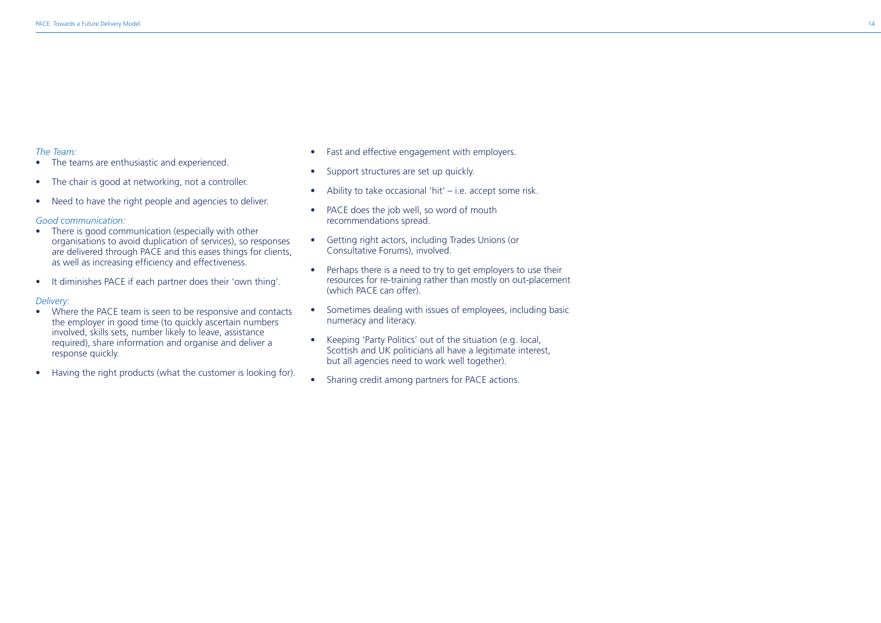*The Team:*

- The teams are enthusiastic and experienced.
- The chair is good at networking, not a controller.
- Need to have the right people and agencies to deliver.

*Good communication:*

- There is good communication (especially with other organisations to avoid duplication of services), so responses are delivered through PACE and this eases things for clients, as well as increasing efficiency and effectiveness.
- It diminishes PACE if each partner does their 'own thing'.

*Delivery:*

- Where the PACE team is seen to be responsive and contacts the employer in good time (to quickly ascertain numbers involved, skills sets, number likely to leave, assistance required), share information and organise and deliver a response quickly.
- Having the right products (what the customer is looking for).
- Fast and effective engagement with employers.
- Support structures are set up quickly.
- Ability to take occasional 'hit' – i.e. accept some risk.
- PACE does the job well, so word of mouth recommendations spread.
- Getting right actors, including Trades Unions (or Consultative Forums), involved.
- Perhaps there is a need to try to get employers to use their resources for re-training rather than mostly on out-placement (which PACE can offer).
- Sometimes dealing with issues of employees, including basic numeracy and literacy.
- Keeping 'Party Politics' out of the situation (e.g. local, Scottish and UK politicians all have a legitimate interest, but all agencies need to work well together).
- Sharing credit among partners for PACE actions.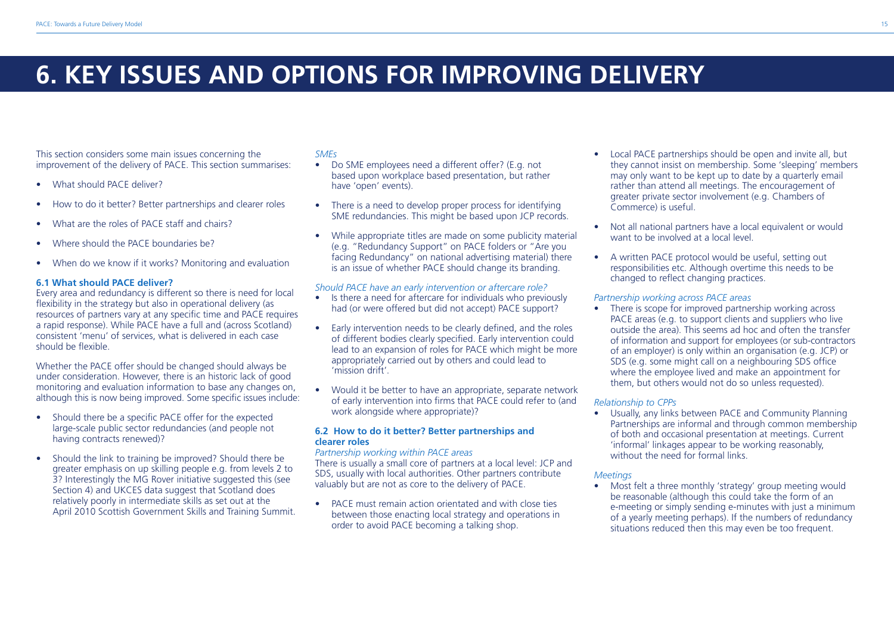# 6. KEY ISSUES AND OPTIONS FOR IMPROVING DELIVERY

This section considers some main issues concerning the improvement of the delivery of PACE. This section summarises:

- What should PACE deliver?
- How to do it better? Better partnerships and clearer roles
- What are the roles of PACE staff and chairs?
- Where should the PACE boundaries be?
- When do we know if it works? Monitoring and evaluation

### 6.1 What should PACE deliver?

Every area and redundancy is different so there is need for local flexibility in the strategy but also in operational delivery (as resources of partners vary at any specific time and PACE requires a rapid response). While PACE have a full and (across Scotland) consistent 'menu' of services, what is delivered in each case should be flexible.

Whether the PACE offer should be changed should always be under consideration. However, there is an historic lack of good monitoring and evaluation information to base any changes on, although this is now being improved. Some specific issues include:

- Should there be a specific PACE offer for the expected large-scale public sector redundancies (and people not having contracts renewed)?
- Should the link to training be improved? Should there be greater emphasis on up skilling people e.g. from levels 2 to 3? Interestingly the MG Rover initiative suggested this (see Section 4) and UKCES data suggest that Scotland does relatively poorly in intermediate skills as set out at the April 2010 Scottish Government Skills and Training Summit.

*SMEs*

- Do SME employees need a different offer? (E.g. not based upon workplace based presentation, but rather have 'open' events).
- There is a need to develop proper process for identifying SME redundancies. This might be based upon JCP records.
- While appropriate titles are made on some publicity material (e.g. "Redundancy Support" on PACE folders or "Are you facing Redundancy" on national advertising material) there is an issue of whether PACE should change its branding.

*Should PACE have an early intervention or aftercare role?*

- Is there a need for aftercare for individuals who previously had (or were offered but did not accept) PACE support?
- Early intervention needs to be clearly defined, and the roles of different bodies clearly specified. Early intervention could lead to an expansion of roles for PACE which might be more appropriately carried out by others and could lead to 'mission drift'.
- Would it be better to have an appropriate, separate network of early intervention into firms that PACE could refer to (and work alongside where appropriate)?

### 6.2 How to do it better? Better partnerships and clearer roles

*Partnership working within PACE areas*

There is usually a small core of partners at a local level: JCP and SDS, usually with local authorities. Other partners contribute valuably but are not as core to the delivery of PACE.

- PACE must remain action orientated and with close ties between those enacting local strategy and operations in order to avoid PACE becoming a talking shop.
- Local PACE partnerships should be open and invite all, but they cannot insist on membership. Some 'sleeping' members may only want to be kept up to date by a quarterly email rather than attend all meetings. The encouragement of greater private sector involvement (e.g. Chambers of Commerce) is useful.
- Not all national partners have a local equivalent or would want to be involved at a local level.
- A written PACE protocol would be useful, setting out responsibilities etc. Although overtime this needs to be changed to reflect changing practices.

*Partnership working across PACE areas*

- There is scope for improved partnership working across PACE areas (e.g. to support clients and suppliers who live outside the area). This seems ad hoc and often the transfer of information and support for employees (or sub-contractors of an employer) is only within an organisation (e.g. JCP) or SDS (e.g. some might call on a neighbouring SDS office where the employee lived and make an appointment for them, but others would not do so unless requested).

*Relationship to CPPs*

- Usually, any links between PACE and Community Planning Partnerships are informal and through common membership of both and occasional presentation at meetings. Current 'informal' linkages appear to be working reasonably, without the need for formal links.

*Meetings*

- Most felt a three monthly 'strategy' group meeting would be reasonable (although this could take the form of an e-meeting or simply sending e-minutes with just a minimum of a yearly meeting perhaps). If the numbers of redundancy situations reduced then this may even be too frequent.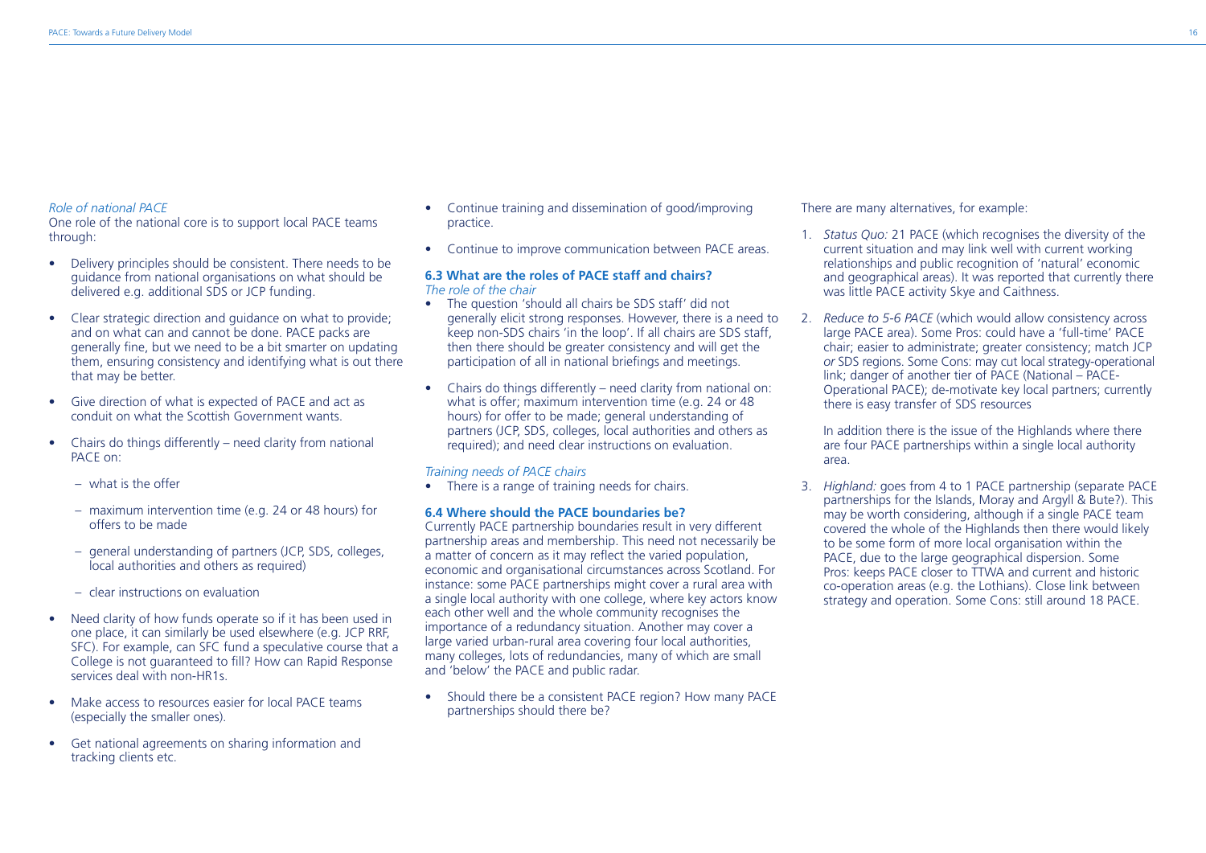*Role of national PACE*

One role of the national core is to support local PACE teams through:

- Delivery principles should be consistent. There needs to be guidance from national organisations on what should be delivered e.g. additional SDS or JCP funding.
- Clear strategic direction and guidance on what to provide; and on what can and cannot be done. PACE packs are generally fine, but we need to be a bit smarter on updating them, ensuring consistency and identifying what is out there that may be better.
- Give direction of what is expected of PACE and act as conduit on what the Scottish Government wants.
- Chairs do things differently – need clarity from national PACE on:
  - what is the offer
  - maximum intervention time (e.g. 24 or 48 hours) for offers to be made
  - general understanding of partners (JCP, SDS, colleges, local authorities and others as required)
  - clear instructions on evaluation
- Need clarity of how funds operate so if it has been used in one place, it can similarly be used elsewhere (e.g. JCP RRF, SFC). For example, can SFC fund a speculative course that a College is not guaranteed to fill? How can Rapid Response services deal with non-HR1s.
- Make access to resources easier for local PACE teams (especially the smaller ones).
- Get national agreements on sharing information and tracking clients etc.
- Continue training and dissemination of good/improving practice.
- Continue to improve communication between PACE areas.

### 6.3 What are the roles of PACE staff and chairs?

*The role of the chair*

- The question 'should all chairs be SDS staff' did not generally elicit strong responses. However, there is a need to keep non-SDS chairs 'in the loop'. If all chairs are SDS staff, then there should be greater consistency and will get the participation of all in national briefings and meetings.
- Chairs do things differently – need clarity from national on: what is offer; maximum intervention time (e.g. 24 or 48 hours) for offer to be made; general understanding of partners (JCP, SDS, colleges, local authorities and others as required); and need clear instructions on evaluation.

*Training needs of PACE chairs*

- There is a range of training needs for chairs.

### 6.4 Where should the PACE boundaries be?

Currently PACE partnership boundaries result in very different partnership areas and membership. This need not necessarily be a matter of concern as it may reflect the varied population, economic and organisational circumstances across Scotland. For instance: some PACE partnerships might cover a rural area with a single local authority with one college, where key actors know each other well and the whole community recognises the importance of a redundancy situation. Another may cover a large varied urban-rural area covering four local authorities, many colleges, lots of redundancies, many of which are small and 'below' the PACE and public radar.

- Should there be a consistent PACE region? How many PACE partnerships should there be?

There are many alternatives, for example:

1. *Status Quo:* 21 PACE (which recognises the diversity of the current situation and may link well with current working relationships and public recognition of 'natural' economic and geographical areas). It was reported that currently there was little PACE activity Skye and Caithness.
2. *Reduce to 5-6 PACE* (which would allow consistency across large PACE area). Some Pros: could have a 'full-time' PACE chair; easier to administrate; greater consistency; match JCP *or* SDS regions. Some Cons: may cut local strategy-operational link; danger of another tier of PACE (National – PACE-Operational PACE); de-motivate key local partners; currently there is easy transfer of SDS resources

   In addition there is the issue of the Highlands where there are four PACE partnerships within a single local authority area.
3. *Highland:* goes from 4 to 1 PACE partnership (separate PACE partnerships for the Islands, Moray and Argyll & Bute?). This may be worth considering, although if a single PACE team covered the whole of the Highlands then there would likely to be some form of more local organisation within the PACE, due to the large geographical dispersion. Some Pros: keeps PACE closer to TTWA and current and historic co-operation areas (e.g. the Lothians). Close link between strategy and operation. Some Cons: still around 18 PACE.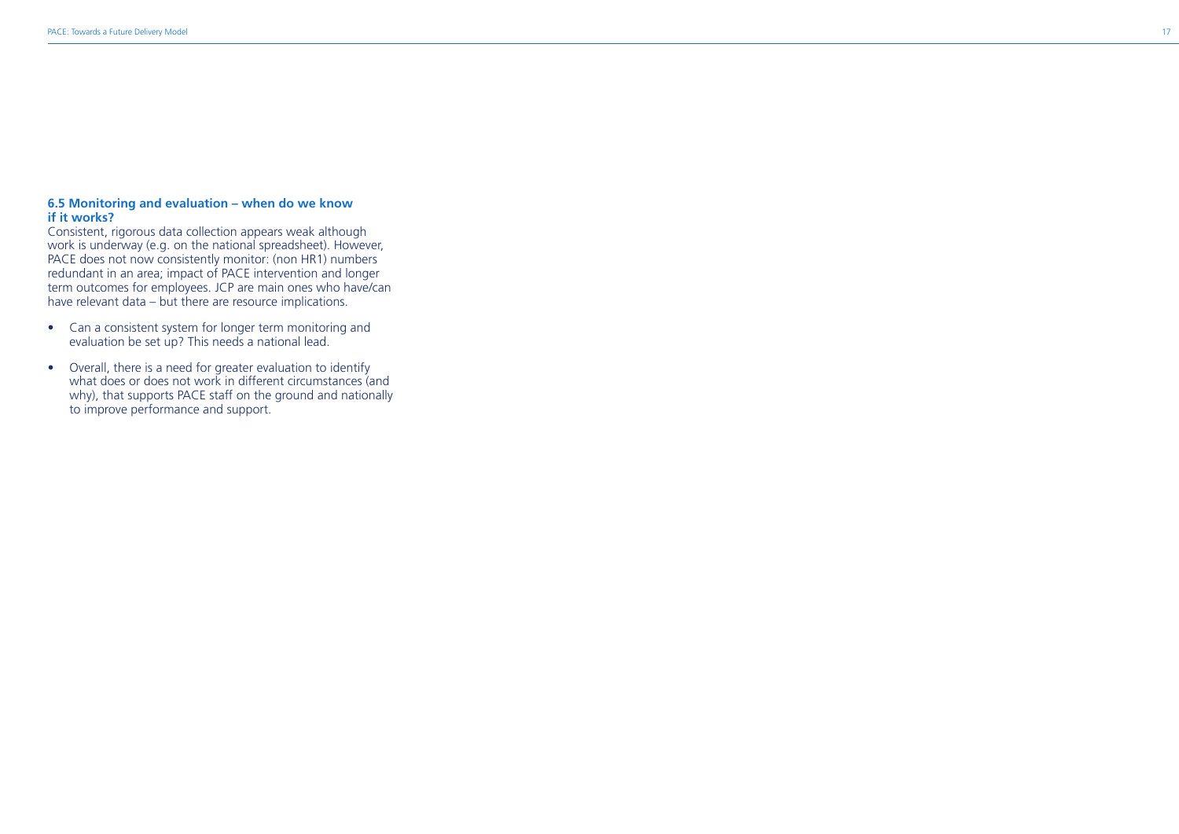### 6.5 Monitoring and evaluation – when do we know if it works?

Consistent, rigorous data collection appears weak although work is underway (e.g. on the national spreadsheet). However, PACE does not now consistently monitor: (non HR1) numbers redundant in an area; impact of PACE intervention and longer term outcomes for employees. JCP are main ones who have/can have relevant data – but there are resource implications.

- Can a consistent system for longer term monitoring and evaluation be set up? This needs a national lead.
- Overall, there is a need for greater evaluation to identify what does or does not work in different circumstances (and why), that supports PACE staff on the ground and nationally to improve performance and support.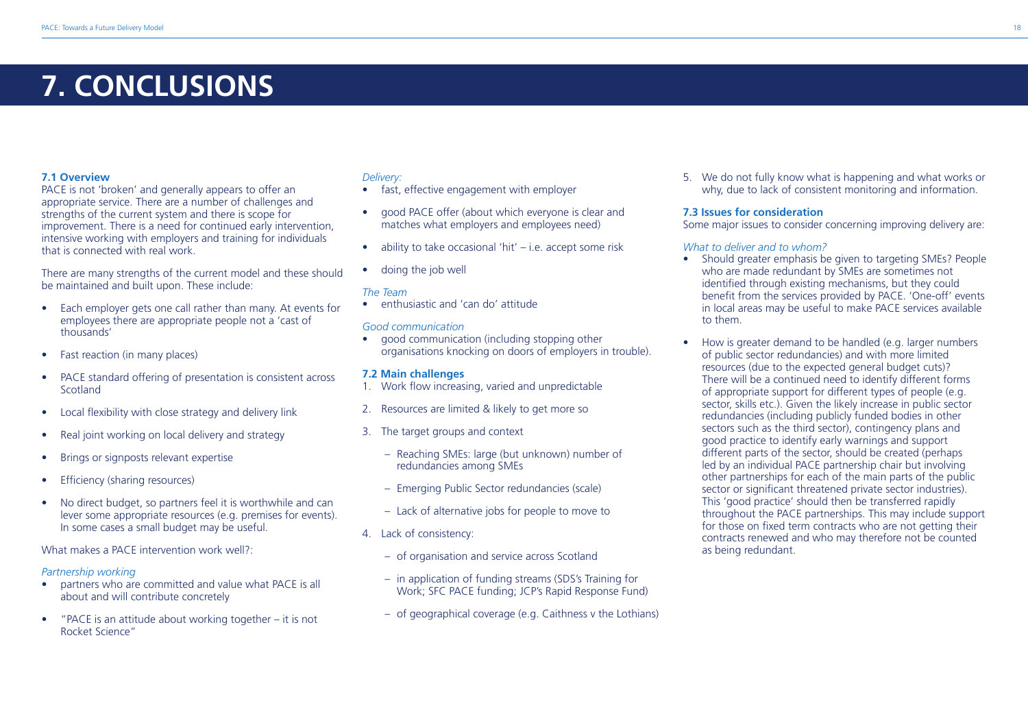# 7. CONCLUSIONS

**7.1 Overview**

PACE is not 'broken' and generally appears to offer an appropriate service. There are a number of challenges and strengths of the current system and there is scope for improvement. There is a need for continued early intervention, intensive working with employers and training for individuals that is connected with real work.

There are many strengths of the current model and these should be maintained and built upon. These include:

- Each employer gets one call rather than many. At events for employees there are appropriate people not a 'cast of thousands'
- Fast reaction (in many places)
- PACE standard offering of presentation is consistent across Scotland
- Local flexibility with close strategy and delivery link
- Real joint working on local delivery and strategy
- Brings or signposts relevant expertise
- Efficiency (sharing resources)
- No direct budget, so partners feel it is worthwhile and can lever some appropriate resources (e.g. premises for events). In some cases a small budget may be useful.

What makes a PACE intervention work well?:

*Partnership working*

- partners who are committed and value what PACE is all about and will contribute concretely
- "PACE is an attitude about working together – it is not Rocket Science"

*Delivery:*

- fast, effective engagement with employer
- good PACE offer (about which everyone is clear and matches what employers and employees need)
- ability to take occasional 'hit' – i.e. accept some risk
- doing the job well

*The Team*

- enthusiastic and 'can do' attitude

*Good communication*

- good communication (including stopping other organisations knocking on doors of employers in trouble).

**7.2 Main challenges**

1. Work flow increasing, varied and unpredictable
2. Resources are limited & likely to get more so
3. The target groups and context
   - Reaching SMEs: large (but unknown) number of redundancies among SMEs
   - Emerging Public Sector redundancies (scale)
   - Lack of alternative jobs for people to move to
4. Lack of consistency:
   - of organisation and service across Scotland
   - in application of funding streams (SDS's Training for Work; SFC PACE funding; JCP's Rapid Response Fund)
   - of geographical coverage (e.g. Caithness v the Lothians)
5. We do not fully know what is happening and what works or why, due to lack of consistent monitoring and information.

**7.3 Issues for consideration**

Some major issues to consider concerning improving delivery are:

*What to deliver and to whom?*

- Should greater emphasis be given to targeting SMEs? People who are made redundant by SMEs are sometimes not identified through existing mechanisms, but they could benefit from the services provided by PACE. 'One-off' events in local areas may be useful to make PACE services available to them.
- How is greater demand to be handled (e.g. larger numbers of public sector redundancies) and with more limited resources (due to the expected general budget cuts)? There will be a continued need to identify different forms of appropriate support for different types of people (e.g. sector, skills etc.). Given the likely increase in public sector redundancies (including publicly funded bodies in other sectors such as the third sector), contingency plans and good practice to identify early warnings and support different parts of the sector, should be created (perhaps led by an individual PACE partnership chair but involving other partnerships for each of the main parts of the public sector or significant threatened private sector industries). This 'good practice' should then be transferred rapidly throughout the PACE partnerships. This may include support for those on fixed term contracts who are not getting their contracts renewed and who may therefore not be counted as being redundant.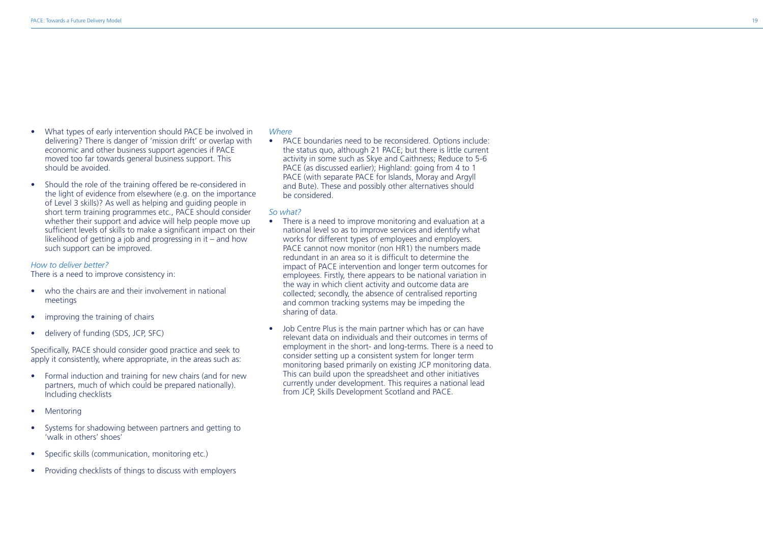- What types of early intervention should PACE be involved in delivering? There is danger of 'mission drift' or overlap with economic and other business support agencies if PACE moved too far towards general business support. This should be avoided.

- Should the role of the training offered be re-considered in the light of evidence from elsewhere (e.g. on the importance of Level 3 skills)? As well as helping and guiding people in short term training programmes etc., PACE should consider whether their support and advice will help people move up sufficient levels of skills to make a significant impact on their likelihood of getting a job and progressing in it – and how such support can be improved.

*How to deliver better?*

There is a need to improve consistency in:

- who the chairs are and their involvement in national meetings
- improving the training of chairs
- delivery of funding (SDS, JCP, SFC)

Specifically, PACE should consider good practice and seek to apply it consistently, where appropriate, in the areas such as:

- Formal induction and training for new chairs (and for new partners, much of which could be prepared nationally). Including checklists
- Mentoring
- Systems for shadowing between partners and getting to 'walk in others' shoes'
- Specific skills (communication, monitoring etc.)
- Providing checklists of things to discuss with employers

*Where*

- PACE boundaries need to be reconsidered. Options include: the status quo, although 21 PACE; but there is little current activity in some such as Skye and Caithness; Reduce to 5-6 PACE (as discussed earlier); Highland: going from 4 to 1 PACE (with separate PACE for Islands, Moray and Argyll and Bute). These and possibly other alternatives should be considered.

*So what?*

- There is a need to improve monitoring and evaluation at a national level so as to improve services and identify what works for different types of employees and employers. PACE cannot now monitor (non HR1) the numbers made redundant in an area so it is difficult to determine the impact of PACE intervention and longer term outcomes for employees. Firstly, there appears to be national variation in the way in which client activity and outcome data are collected; secondly, the absence of centralised reporting and common tracking systems may be impeding the sharing of data.

- Job Centre Plus is the main partner which has or can have relevant data on individuals and their outcomes in terms of employment in the short- and long-terms. There is a need to consider setting up a consistent system for longer term monitoring based primarily on existing JCP monitoring data. This can build upon the spreadsheet and other initiatives currently under development. This requires a national lead from JCP, Skills Development Scotland and PACE.